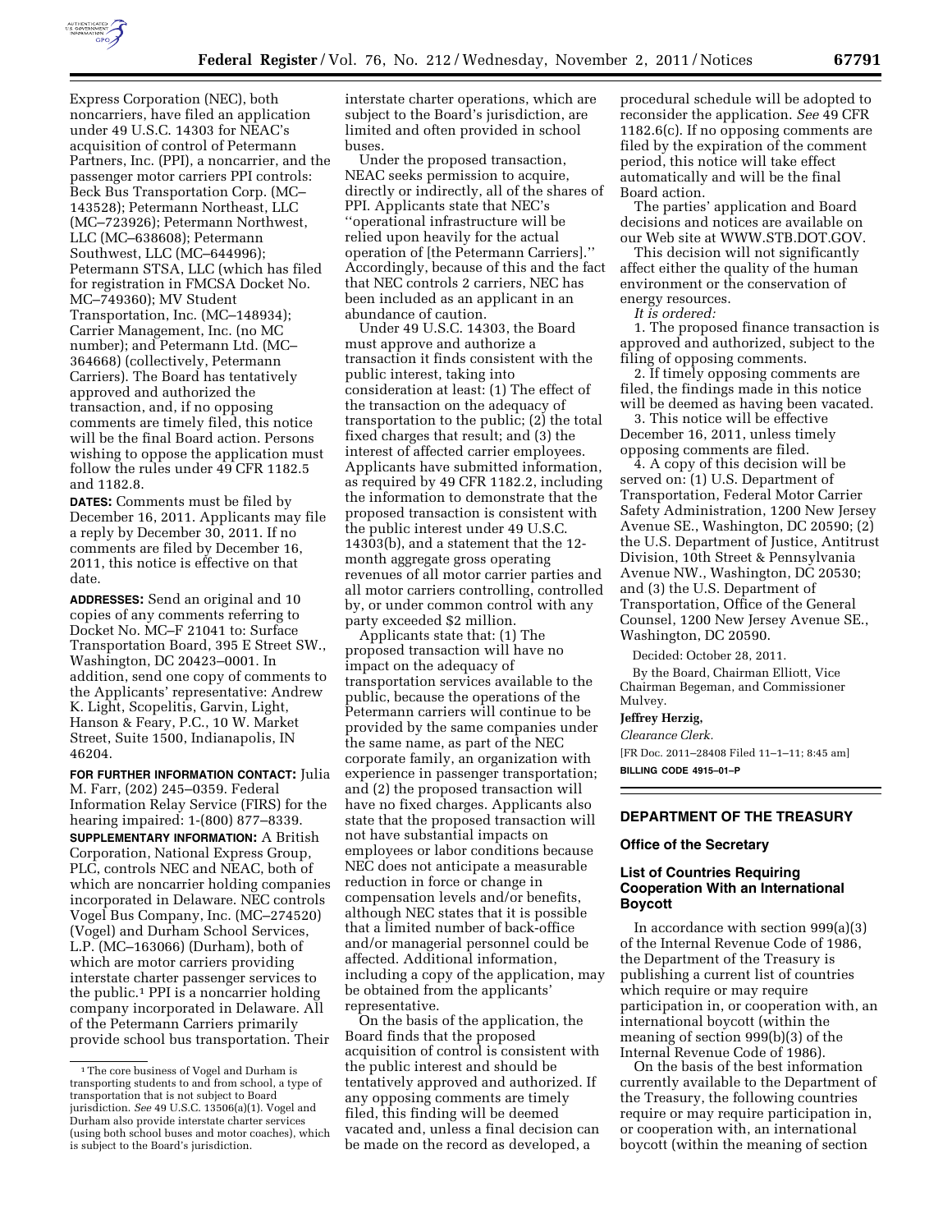Express Corporation (NEC), both noncarriers, have filed an application under 49 U.S.C. 14303 for NEAC's acquisition of control of Petermann Partners, Inc. (PPI), a noncarrier, and the passenger motor carriers PPI controls: Beck Bus Transportation Corp. (MC–143528); Petermann Northeast, LLC (MC–723926); Petermann Northwest, LLC (MC–638608); Petermann Southwest, LLC (MC–644996); Petermann STSA, LLC (which has filed for registration in FMCSA Docket No. MC–749360); MV Student Transportation, Inc. (MC–148934); Carrier Management, Inc. (no MC number); and Petermann Ltd. (MC–364668) (collectively, Petermann Carriers). The Board has tentatively approved and authorized the transaction, and, if no opposing comments are timely filed, this notice will be the final Board action. Persons wishing to oppose the application must follow the rules under 49 CFR 1182.5 and 1182.8.

**DATES:** Comments must be filed by December 16, 2011. Applicants may file a reply by December 30, 2011. If no comments are filed by December 16, 2011, this notice is effective on that date.

**ADDRESSES:** Send an original and 10 copies of any comments referring to Docket No. MC–F 21041 to: Surface Transportation Board, 395 E Street SW., Washington, DC 20423–0001. In addition, send one copy of comments to the Applicants' representative: Andrew K. Light, Scopelitis, Garvin, Light, Hanson & Feary, P.C., 10 W. Market Street, Suite 1500, Indianapolis, IN 46204.

**FOR FURTHER INFORMATION CONTACT:** Julia M. Farr, (202) 245–0359. Federal Information Relay Service (FIRS) for the hearing impaired: 1-(800) 877–8339.

**SUPPLEMENTARY INFORMATION:** A British Corporation, National Express Group, PLC, controls NEC and NEAC, both of which are noncarrier holding companies incorporated in Delaware. NEC controls Vogel Bus Company, Inc. (MC–274520) (Vogel) and Durham School Services, L.P. (MC–163066) (Durham), both of which are motor carriers providing interstate charter passenger services to the public.[1] PPI is a noncarrier holding company incorporated in Delaware. All of the Petermann Carriers primarily provide school bus transportation. Their interstate charter operations, which are subject to the Board's jurisdiction, are limited and often provided in school buses.

Under the proposed transaction, NEAC seeks permission to acquire, directly or indirectly, all of the shares of PPI. Applicants state that NEC's ''operational infrastructure will be relied upon heavily for the actual operation of [the Petermann Carriers].'' Accordingly, because of this and the fact that NEC controls 2 carriers, NEC has been included as an applicant in an abundance of caution.

Under 49 U.S.C. 14303, the Board must approve and authorize a transaction it finds consistent with the public interest, taking into consideration at least: (1) The effect of the transaction on the adequacy of transportation to the public; (2) the total fixed charges that result; and (3) the interest of affected carrier employees. Applicants have submitted information, as required by 49 CFR 1182.2, including the information to demonstrate that the proposed transaction is consistent with the public interest under 49 U.S.C. 14303(b), and a statement that the 12-month aggregate gross operating revenues of all motor carrier parties and all motor carriers controlling, controlled by, or under common control with any party exceeded $2 million.

Applicants state that: (1) The proposed transaction will have no impact on the adequacy of transportation services available to the public, because the operations of the Petermann carriers will continue to be provided by the same companies under the same name, as part of the NEC corporate family, an organization with experience in passenger transportation; and (2) the proposed transaction will have no fixed charges. Applicants also state that the proposed transaction will not have substantial impacts on employees or labor conditions because NEC does not anticipate a measurable reduction in force or change in compensation levels and/or benefits, although NEC states that it is possible that a limited number of back-office and/or managerial personnel could be affected. Additional information, including a copy of the application, may be obtained from the applicants' representative.

On the basis of the application, the Board finds that the proposed acquisition of control is consistent with the public interest and should be tentatively approved and authorized. If any opposing comments are timely filed, this finding will be deemed vacated and, unless a final decision can be made on the record as developed, a procedural schedule will be adopted to reconsider the application. *See* 49 CFR 1182.6(c). If no opposing comments are filed by the expiration of the comment period, this notice will take effect automatically and will be the final Board action.

The parties' application and Board decisions and notices are available on our Web site at WWW.STB.DOT.GOV.

This decision will not significantly affect either the quality of the human environment or the conservation of energy resources.

*It is ordered:*

1. The proposed finance transaction is approved and authorized, subject to the filing of opposing comments.

2. If timely opposing comments are filed, the findings made in this notice will be deemed as having been vacated.

3. This notice will be effective December 16, 2011, unless timely opposing comments are filed.

4. A copy of this decision will be served on: (1) U.S. Department of Transportation, Federal Motor Carrier Safety Administration, 1200 New Jersey Avenue SE., Washington, DC 20590; (2) the U.S. Department of Justice, Antitrust Division, 10th Street & Pennsylvania Avenue NW., Washington, DC 20530; and (3) the U.S. Department of Transportation, Office of the General Counsel, 1200 New Jersey Avenue SE., Washington, DC 20590.

Decided: October 28, 2011.

By the Board, Chairman Elliott, Vice Chairman Begeman, and Commissioner Mulvey.

**Jeffrey Herzig,**

*Clearance Clerk.*

[FR Doc. 2011–28408 Filed 11–1–11; 8:45 am]

**BILLING CODE 4915–01–P**

[1] The core business of Vogel and Durham is transporting students to and from school, a type of transportation that is not subject to Board jurisdiction. *See* 49 U.S.C. 13506(a)(1). Vogel and Durham also provide interstate charter services (using both school buses and motor coaches), which is subject to the Board's jurisdiction.

## DEPARTMENT OF THE TREASURY

### Office of the Secretary

### List of Countries Requiring Cooperation With an International Boycott

In accordance with section 999(a)(3) of the Internal Revenue Code of 1986, the Department of the Treasury is publishing a current list of countries which require or may require participation in, or cooperation with, an international boycott (within the meaning of section 999(b)(3) of the Internal Revenue Code of 1986).

On the basis of the best information currently available to the Department of the Treasury, the following countries require or may require participation in, or cooperation with, an international boycott (within the meaning of section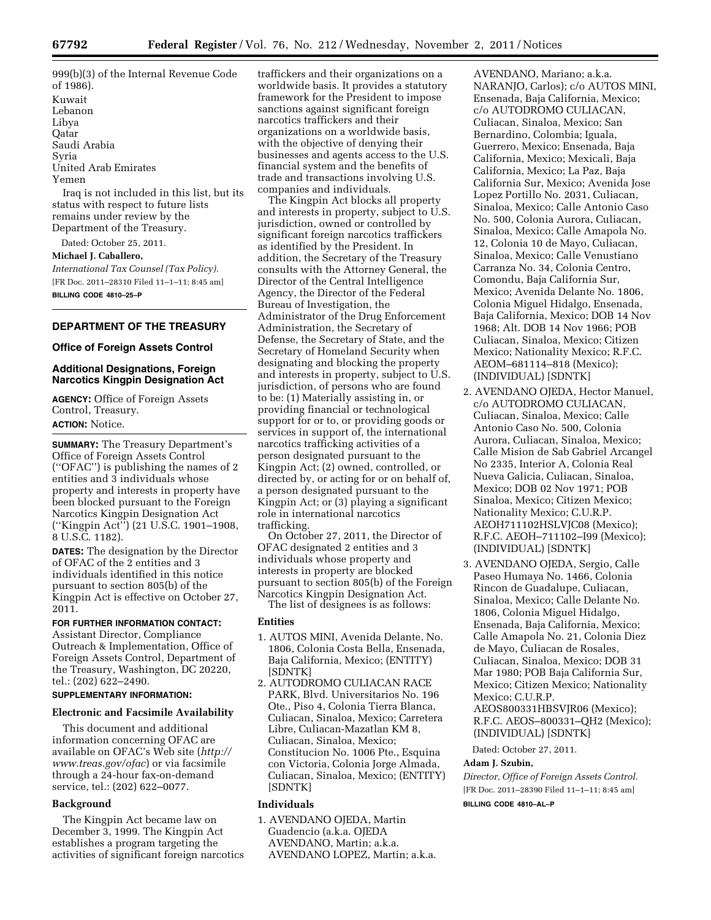999(b)(3) of the Internal Revenue Code of 1986).

Kuwait
Lebanon
Libya
Qatar
Saudi Arabia
Syria
United Arab Emirates
Yemen

Iraq is not included in this list, but its status with respect to future lists remains under review by the Department of the Treasury.

Dated: October 25, 2011.

**Michael J. Caballero,**

*International Tax Counsel (Tax Policy).*

[FR Doc. 2011–28310 Filed 11–1–11; 8:45 am]

**BILLING CODE 4810–25–P**

## DEPARTMENT OF THE TREASURY

### Office of Foreign Assets Control

### Additional Designations, Foreign Narcotics Kingpin Designation Act

**AGENCY:** Office of Foreign Assets Control, Treasury.

**ACTION:** Notice.

**SUMMARY:** The Treasury Department's Office of Foreign Assets Control (''OFAC'') is publishing the names of 2 entities and 3 individuals whose property and interests in property have been blocked pursuant to the Foreign Narcotics Kingpin Designation Act (''Kingpin Act'') (21 U.S.C. 1901–1908, 8 U.S.C. 1182).

**DATES:** The designation by the Director of OFAC of the 2 entities and 3 individuals identified in this notice pursuant to section 805(b) of the Kingpin Act is effective on October 27, 2011.

**FOR FURTHER INFORMATION CONTACT:** Assistant Director, Compliance Outreach & Implementation, Office of Foreign Assets Control, Department of the Treasury, Washington, DC 20220, tel.: (202) 622–2490.

**SUPPLEMENTARY INFORMATION:**

#### Electronic and Facsimile Availability

This document and additional information concerning OFAC are available on OFAC's Web site (*http://www.treas.gov/ofac*) or via facsimile through a 24-hour fax-on-demand service, tel.: (202) 622–0077.

#### Background

The Kingpin Act became law on December 3, 1999. The Kingpin Act establishes a program targeting the activities of significant foreign narcotics traffickers and their organizations on a worldwide basis. It provides a statutory framework for the President to impose sanctions against significant foreign narcotics traffickers and their organizations on a worldwide basis, with the objective of denying their businesses and agents access to the U.S. financial system and the benefits of trade and transactions involving U.S. companies and individuals.

The Kingpin Act blocks all property and interests in property, subject to U.S. jurisdiction, owned or controlled by significant foreign narcotics traffickers as identified by the President. In addition, the Secretary of the Treasury consults with the Attorney General, the Director of the Central Intelligence Agency, the Director of the Federal Bureau of Investigation, the Administrator of the Drug Enforcement Administration, the Secretary of Defense, the Secretary of State, and the Secretary of Homeland Security when designating and blocking the property and interests in property, subject to U.S. jurisdiction, of persons who are found to be: (1) Materially assisting in, or providing financial or technological support for or to, or providing goods or services in support of, the international narcotics trafficking activities of a person designated pursuant to the Kingpin Act; (2) owned, controlled, or directed by, or acting for or on behalf of, a person designated pursuant to the Kingpin Act; or (3) playing a significant role in international narcotics trafficking.

On October 27, 2011, the Director of OFAC designated 2 entities and 3 individuals whose property and interests in property are blocked pursuant to section 805(b) of the Foreign Narcotics Kingpin Designation Act.

The list of designees is as follows:

#### Entities

1. AUTOS MINI, Avenida Delante, No. 1806, Colonia Costa Bella, Ensenada, Baja California, Mexico; (ENTITY) [SDNTK]
2. AUTODROMO CULIACAN RACE PARK, Blvd. Universitarios No. 196 Ote., Piso 4, Colonia Tierra Blanca, Culiacan, Sinaloa, Mexico; Carretera Libre, Culiacan-Mazatlan KM 8, Culiacan, Sinaloa, Mexico; Constitucion No. 1006 Pte., Esquina con Victoria, Colonia Jorge Almada, Culiacan, Sinaloa, Mexico; (ENTITY) [SDNTK]

#### Individuals

1. AVENDANO OJEDA, Martin Guadencio (a.k.a. OJEDA AVENDANO, Martin; a.k.a. AVENDANO LOPEZ, Martin; a.k.a. AVENDANO, Mariano; a.k.a. NARANJO, Carlos); c/o AUTOS MINI, Ensenada, Baja California, Mexico; c/o AUTODROMO CULIACAN, Culiacan, Sinaloa, Mexico; San Bernardino, Colombia; Iguala, Guerrero, Mexico; Ensenada, Baja California, Mexico; Mexicali, Baja California, Mexico; La Paz, Baja California Sur, Mexico; Avenida Jose Lopez Portillo No. 2031, Culiacan, Sinaloa, Mexico; Calle Antonio Caso No. 500, Colonia Aurora, Culiacan, Sinaloa, Mexico; Calle Amapola No. 12, Colonia 10 de Mayo, Culiacan, Sinaloa, Mexico; Calle Venustiano Carranza No. 34, Colonia Centro, Comondu, Baja California Sur, Mexico; Avenida Delante No. 1806, Colonia Miguel Hidalgo, Ensenada, Baja California, Mexico; DOB 14 Nov 1968; Alt. DOB 14 Nov 1966; POB Culiacan, Sinaloa, Mexico; Citizen Mexico; Nationality Mexico; R.F.C. AEOM–681114–818 (Mexico); (INDIVIDUAL) [SDNTK]
2. AVENDANO OJEDA, Hector Manuel, c/o AUTODROMO CULIACAN, Culiacan, Sinaloa, Mexico; Calle Antonio Caso No. 500, Colonia Aurora, Culiacan, Sinaloa, Mexico; Calle Mision de Sab Gabriel Arcangel No 2335, Interior A, Colonia Real Nueva Galicia, Culiacan, Sinaloa, Mexico; DOB 02 Nov 1971; POB Sinaloa, Mexico; Citizen Mexico; Nationality Mexico; C.U.R.P. AEOH711102HSLVJC08 (Mexico); R.F.C. AEOH–711102–I99 (Mexico); (INDIVIDUAL) [SDNTK]
3. AVENDANO OJEDA, Sergio, Calle Paseo Humaya No. 1466, Colonia Rincon de Guadalupe, Culiacan, Sinaloa, Mexico; Calle Delante No. 1806, Colonia Miguel Hidalgo, Ensenada, Baja California, Mexico; Calle Amapola No. 21, Colonia Diez de Mayo, Culiacan de Rosales, Culiacan, Sinaloa, Mexico; DOB 31 Mar 1980; POB Baja California Sur, Mexico; Citizen Mexico; Nationality Mexico; C.U.R.P. AEOS800331HBSVJR06 (Mexico); R.F.C. AEOS–800331–QH2 (Mexico); (INDIVIDUAL) [SDNTK]

Dated: October 27, 2011.

**Adam J. Szubin,**

*Director, Office of Foreign Assets Control.*

[FR Doc. 2011–28390 Filed 11–1–11; 8:45 am]

**BILLING CODE 4810–AL–P**